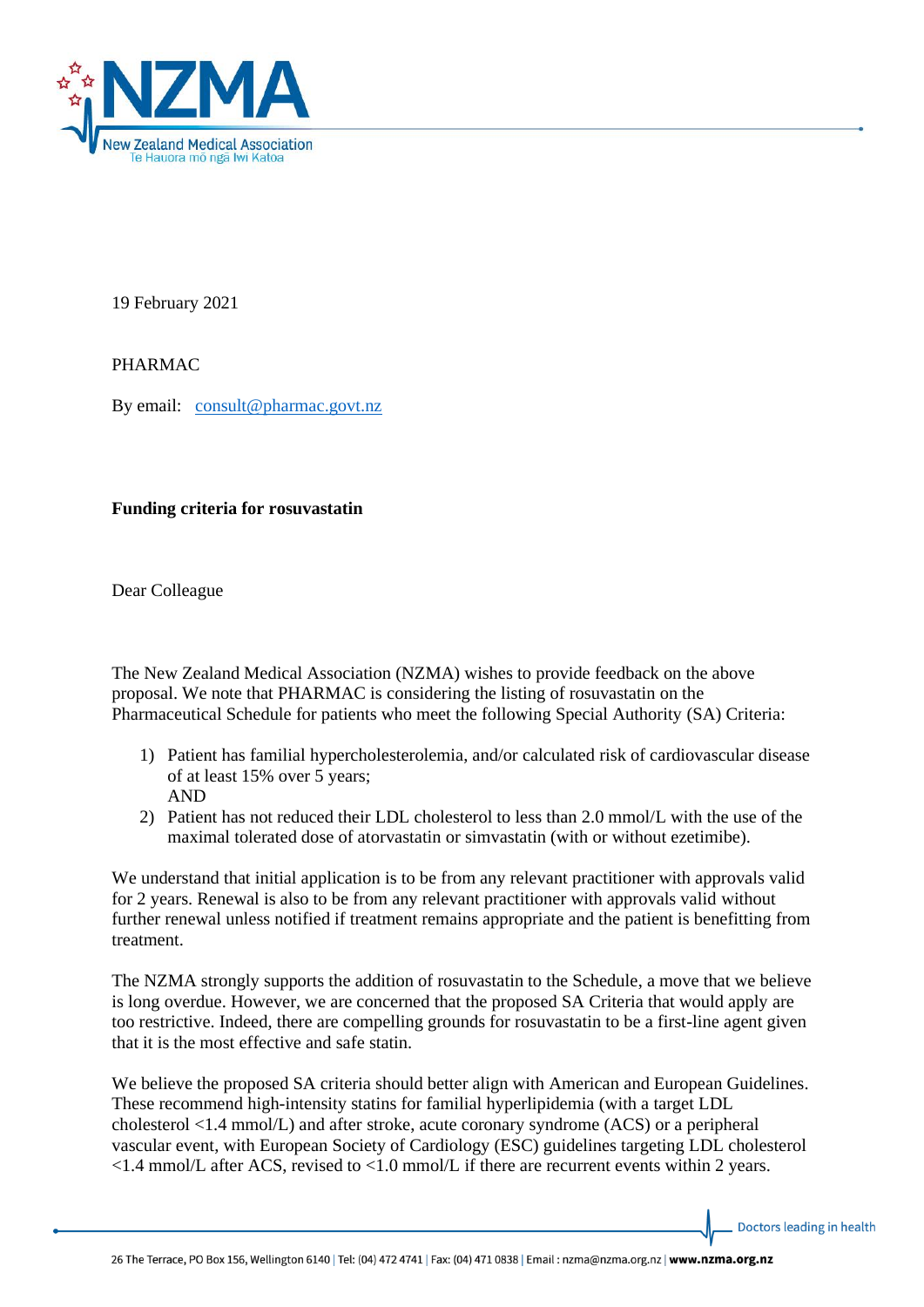19 February 2021

PHARMAC

By email: consult@pharmac.govt.nz

**Funding criteria for rosuvastatin**

Dear Colleague

The New Zealand Medical Association (NZMA) wishes to provide feedback on the above proposal. We note that PHARMAC is considering the listing of rosuvastatin on the Pharmaceutical Schedule for patients who meet the following Special Authority (SA) Criteria:

1) Patient has familial hypercholesterolemia, and/or calculated risk of cardiovascular disease of at least 15% over 5 years;
   AND
2) Patient has not reduced their LDL cholesterol to less than 2.0 mmol/L with the use of the maximal tolerated dose of atorvastatin or simvastatin (with or without ezetimibe).

We understand that initial application is to be from any relevant practitioner with approvals valid for 2 years. Renewal is also to be from any relevant practitioner with approvals valid without further renewal unless notified if treatment remains appropriate and the patient is benefitting from treatment.

The NZMA strongly supports the addition of rosuvastatin to the Schedule, a move that we believe is long overdue. However, we are concerned that the proposed SA Criteria that would apply are too restrictive. Indeed, there are compelling grounds for rosuvastatin to be a first-line agent given that it is the most effective and safe statin.

We believe the proposed SA criteria should better align with American and European Guidelines. These recommend high-intensity statins for familial hyperlipidemia (with a target LDL cholesterol <1.4 mmol/L) and after stroke, acute coronary syndrome (ACS) or a peripheral vascular event, with European Society of Cardiology (ESC) guidelines targeting LDL cholesterol <1.4 mmol/L after ACS, revised to <1.0 mmol/L if there are recurrent events within 2 years.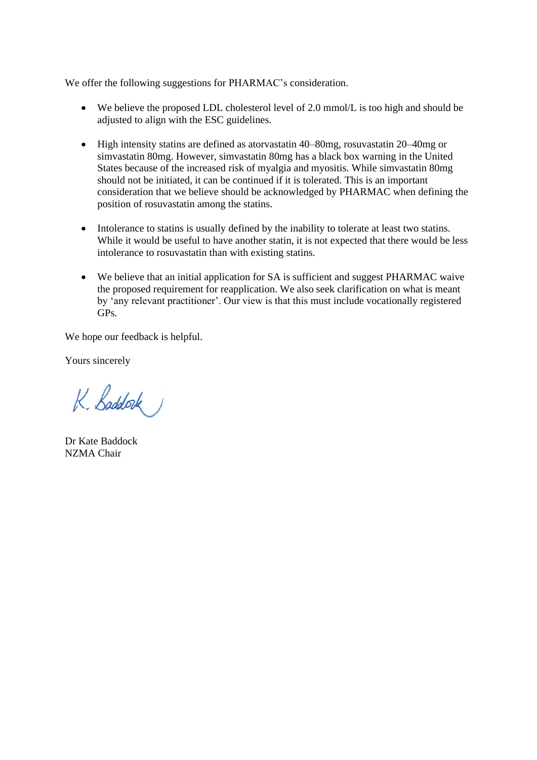We offer the following suggestions for PHARMAC's consideration.

- We believe the proposed LDL cholesterol level of 2.0 mmol/L is too high and should be adjusted to align with the ESC guidelines.
- High intensity statins are defined as atorvastatin 40–80mg, rosuvastatin 20–40mg or simvastatin 80mg. However, simvastatin 80mg has a black box warning in the United States because of the increased risk of myalgia and myositis. While simvastatin 80mg should not be initiated, it can be continued if it is tolerated. This is an important consideration that we believe should be acknowledged by PHARMAC when defining the position of rosuvastatin among the statins.
- Intolerance to statins is usually defined by the inability to tolerate at least two statins. While it would be useful to have another statin, it is not expected that there would be less intolerance to rosuvastatin than with existing statins.
- We believe that an initial application for SA is sufficient and suggest PHARMAC waive the proposed requirement for reapplication. We also seek clarification on what is meant by 'any relevant practitioner'. Our view is that this must include vocationally registered GPs.

We hope our feedback is helpful.

Yours sincerely

K. Baddock

Dr Kate Baddock
NZMA Chair